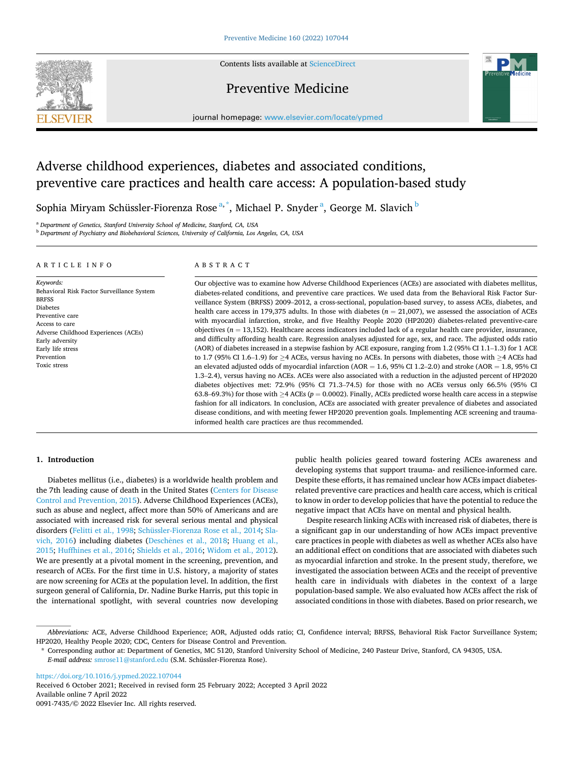# Adverse childhood experiences, diabetes and associated conditions, preventive care practices and health care access: A population-based study

Sophia Miryam Schüssler-Fiorenza Rose [a,*], Michael P. Snyder [a], George M. Slavich [b]

[a] Department of Genetics, Stanford University School of Medicine, Stanford, CA, USA

[b] Department of Psychiatry and Biobehavioral Sciences, University of California, Los Angeles, CA, USA

## ARTICLE INFO

*Keywords:*
Behavioral Risk Factor Surveillance System
BRFSS
Diabetes
Preventive care
Access to care
Adverse Childhood Experiences (ACEs)
Early adversity
Early life stress
Prevention
Toxic stress

## ABSTRACT

Our objective was to examine how Adverse Childhood Experiences (ACEs) are associated with diabetes mellitus, diabetes-related conditions, and preventive care practices. We used data from the Behavioral Risk Factor Surveillance System (BRFSS) 2009–2012, a cross-sectional, population-based survey, to assess ACEs, diabetes, and health care access in 179,375 adults. In those with diabetes ($n = 21,007$), we assessed the association of ACEs with myocardial infarction, stroke, and five Healthy People 2020 (HP2020) diabetes-related preventive-care objectives ($n = 13,152$). Healthcare access indicators included lack of a regular health care provider, insurance, and difficulty affording health care. Regression analyses adjusted for age, sex, and race. The adjusted odds ratio (AOR) of diabetes increased in a stepwise fashion by ACE exposure, ranging from 1.2 (95% CI 1.1–1.3) for 1 ACE to 1.7 (95% CI 1.6–1.9) for ≥4 ACEs, versus having no ACEs. In persons with diabetes, those with ≥4 ACEs had an elevated adjusted odds of myocardial infarction (AOR = 1.6, 95% CI 1.2–2.0) and stroke (AOR = 1.8, 95% CI 1.3–2.4), versus having no ACEs. ACEs were also associated with a reduction in the adjusted percent of HP2020 diabetes objectives met: 72.9% (95% CI 71.3–74.5) for those with no ACEs versus only 66.5% (95% CI 63.8–69.3%) for those with ≥4 ACEs ($p = 0.0002$). Finally, ACEs predicted worse health care access in a stepwise fashion for all indicators. In conclusion, ACEs are associated with greater prevalence of diabetes and associated disease conditions, and with meeting fewer HP2020 prevention goals. Implementing ACE screening and trauma-informed health care practices are thus recommended.

## 1. Introduction

Diabetes mellitus (i.e., diabetes) is a worldwide health problem and the 7th leading cause of death in the United States (Centers for Disease Control and Prevention, 2015). Adverse Childhood Experiences (ACEs), such as abuse and neglect, affect more than 50% of Americans and are associated with increased risk for several serious mental and physical disorders (Felitti et al., 1998; Schüssler-Fiorenza Rose et al., 2014; Slavich, 2016) including diabetes (Deschênes et al., 2018; Huang et al., 2015; Huffhines et al., 2016; Shields et al., 2016; Widom et al., 2012). We are presently at a pivotal moment in the screening, prevention, and research of ACEs. For the first time in U.S. history, a majority of states are now screening for ACEs at the population level. In addition, the first surgeon general of California, Dr. Nadine Burke Harris, put this topic in the international spotlight, with several countries now developing public health policies geared toward fostering ACEs awareness and developing systems that support trauma- and resilience-informed care. Despite these efforts, it has remained unclear how ACEs impact diabetes-related preventive care practices and health care access, which is critical to know in order to develop policies that have the potential to reduce the negative impact that ACEs have on mental and physical health.

Despite research linking ACEs with increased risk of diabetes, there is a significant gap in our understanding of how ACEs impact preventive care practices in people with diabetes as well as whether ACEs also have an additional effect on conditions that are associated with diabetes such as myocardial infarction and stroke. In the present study, therefore, we investigated the association between ACEs and the receipt of preventive health care in individuals with diabetes in the context of a large population-based sample. We also evaluated how ACEs affect the risk of associated conditions in those with diabetes. Based on prior research, we

*Abbreviations:* ACE, Adverse Childhood Experience; AOR, Adjusted odds ratio; CI, Confidence interval; BRFSS, Behavioral Risk Factor Surveillance System; HP2020, Healthy People 2020; CDC, Centers for Disease Control and Prevention.

\* Corresponding author at: Department of Genetics, MC 5120, Stanford University School of Medicine, 240 Pasteur Drive, Stanford, CA 94305, USA.
*E-mail address:* smrose11@stanford.edu (S.M. Schüssler-Fiorenza Rose).

https://doi.org/10.1016/j.ypmed.2022.107044
Received 6 October 2021; Received in revised form 25 February 2022; Accepted 3 April 2022
Available online 7 April 2022
0091-7435/© 2022 Elsevier Inc. All rights reserved.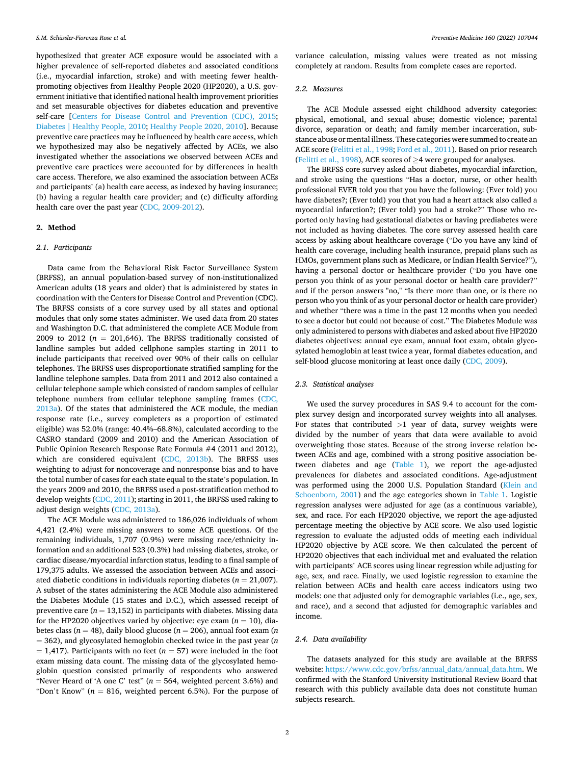hypothesized that greater ACE exposure would be associated with a higher prevalence of self-reported diabetes and associated conditions (i.e., myocardial infarction, stroke) and with meeting fewer health-promoting objectives from Healthy People 2020 (HP2020), a U.S. government initiative that identified national health improvement priorities and set measurable objectives for diabetes education and preventive self-care [Centers for Disease Control and Prevention (CDC), 2015; Diabetes | Healthy People, 2010; Healthy People 2020, 2010]. Because preventive care practices may be influenced by health care access, which we hypothesized may also be negatively affected by ACEs, we also investigated whether the associations we observed between ACEs and preventive care practices were accounted for by differences in health care access. Therefore, we also examined the association between ACEs and participants' (a) health care access, as indexed by having insurance; (b) having a regular health care provider; and (c) difficulty affording health care over the past year (CDC, 2009-2012).

## 2. Method

### 2.1. Participants

Data came from the Behavioral Risk Factor Surveillance System (BRFSS), an annual population-based survey of non-institutionalized American adults (18 years and older) that is administered by states in coordination with the Centers for Disease Control and Prevention (CDC). The BRFSS consists of a core survey used by all states and optional modules that only some states administer. We used data from 20 states and Washington D.C. that administered the complete ACE Module from 2009 to 2012 ($n$ = 201,646). The BRFSS traditionally consisted of landline samples but added cellphone samples starting in 2011 to include participants that received over 90% of their calls on cellular telephones. The BRFSS uses disproportionate stratified sampling for the landline telephone samples. Data from 2011 and 2012 also contained a cellular telephone sample which consisted of random samples of cellular telephone numbers from cellular telephone sampling frames (CDC, 2013a). Of the states that administered the ACE module, the median response rate (i.e., survey completers as a proportion of estimated eligible) was 52.0% (range: 40.4%–68.8%), calculated according to the CASRO standard (2009 and 2010) and the American Association of Public Opinion Research Response Rate Formula #4 (2011 and 2012), which are considered equivalent (CDC, 2013b). The BRFSS uses weighting to adjust for noncoverage and nonresponse bias and to have the total number of cases for each state equal to the state's population. In the years 2009 and 2010, the BRFSS used a post-stratification method to develop weights (CDC, 2011); starting in 2011, the BRFSS used raking to adjust design weights (CDC, 2013a).

The ACE Module was administered to 186,026 individuals of whom 4,421 (2.4%) were missing answers to some ACE questions. Of the remaining individuals, 1,707 (0.9%) were missing race/ethnicity information and an additional 523 (0.3%) had missing diabetes, stroke, or cardiac disease/myocardial infarction status, leading to a final sample of 179,375 adults. We assessed the association between ACEs and associated diabetic conditions in individuals reporting diabetes ($n$ = 21,007). A subset of the states administering the ACE Module also administered the Diabetes Module (15 states and D.C.), which assessed receipt of preventive care ($n$ = 13,152) in participants with diabetes. Missing data for the HP2020 objectives varied by objective: eye exam ($n$ = 10), diabetes class ($n$ = 48), daily blood glucose ($n$ = 206), annual foot exam ($n$ = 362), and glycosylated hemoglobin checked twice in the past year ($n$ = 1,417). Participants with no feet ($n$ = 57) were included in the foot exam missing data count. The missing data of the glycosylated hemoglobin question consisted primarily of respondents who answered "Never Heard of 'A one C' test" ($n$ = 564, weighted percent 3.6%) and "Don't Know" ($n$ = 816, weighted percent 6.5%). For the purpose of variance calculation, missing values were treated as not missing completely at random. Results from complete cases are reported.

### 2.2. Measures

The ACE Module assessed eight childhood adversity categories: physical, emotional, and sexual abuse; domestic violence; parental divorce, separation or death; and family member incarceration, substance abuse or mental illness. These categories were summed to create an ACE score (Felitti et al., 1998; Ford et al., 2011). Based on prior research (Felitti et al., 1998), ACE scores of ≥4 were grouped for analyses.

The BRFSS core survey asked about diabetes, myocardial infarction, and stroke using the questions "Has a doctor, nurse, or other health professional EVER told you that you have the following: (Ever told) you have diabetes?; (Ever told) you that you had a heart attack also called a myocardial infarction?; (Ever told) you had a stroke?" Those who reported only having had gestational diabetes or having prediabetes were not included as having diabetes. The core survey assessed health care access by asking about healthcare coverage ("Do you have any kind of health care coverage, including health insurance, prepaid plans such as HMOs, government plans such as Medicare, or Indian Health Service?"), having a personal doctor or healthcare provider ("Do you have one person you think of as your personal doctor or health care provider?" and if the person answers "no," "Is there more than one, or is there no person who you think of as your personal doctor or health care provider) and whether "there was a time in the past 12 months when you needed to see a doctor but could not because of cost." The Diabetes Module was only administered to persons with diabetes and asked about five HP2020 diabetes objectives: annual eye exam, annual foot exam, obtain glycosylated hemoglobin at least twice a year, formal diabetes education, and self-blood glucose monitoring at least once daily (CDC, 2009).

### 2.3. Statistical analyses

We used the survey procedures in SAS 9.4 to account for the complex survey design and incorporated survey weights into all analyses. For states that contributed >1 year of data, survey weights were divided by the number of years that data were available to avoid overweighting those states. Because of the strong inverse relation between ACEs and age, combined with a strong positive association between diabetes and age (Table 1), we report the age-adjusted prevalences for diabetes and associated conditions. Age-adjustment was performed using the 2000 U.S. Population Standard (Klein and Schoenborn, 2001) and the age categories shown in Table 1. Logistic regression analyses were adjusted for age (as a continuous variable), sex, and race. For each HP2020 objective, we report the age-adjusted percentage meeting the objective by ACE score. We also used logistic regression to evaluate the adjusted odds of meeting each individual HP2020 objective by ACE score. We then calculated the percent of HP2020 objectives that each individual met and evaluated the relation with participants' ACE scores using linear regression while adjusting for age, sex, and race. Finally, we used logistic regression to examine the relation between ACEs and health care access indicators using two models: one that adjusted only for demographic variables (i.e., age, sex, and race), and a second that adjusted for demographic variables and income.

### 2.4. Data availability

The datasets analyzed for this study are available at the BRFSS website: https://www.cdc.gov/brfss/annual_data/annual_data.htm. We confirmed with the Stanford University Institutional Review Board that research with this publicly available data does not constitute human subjects research.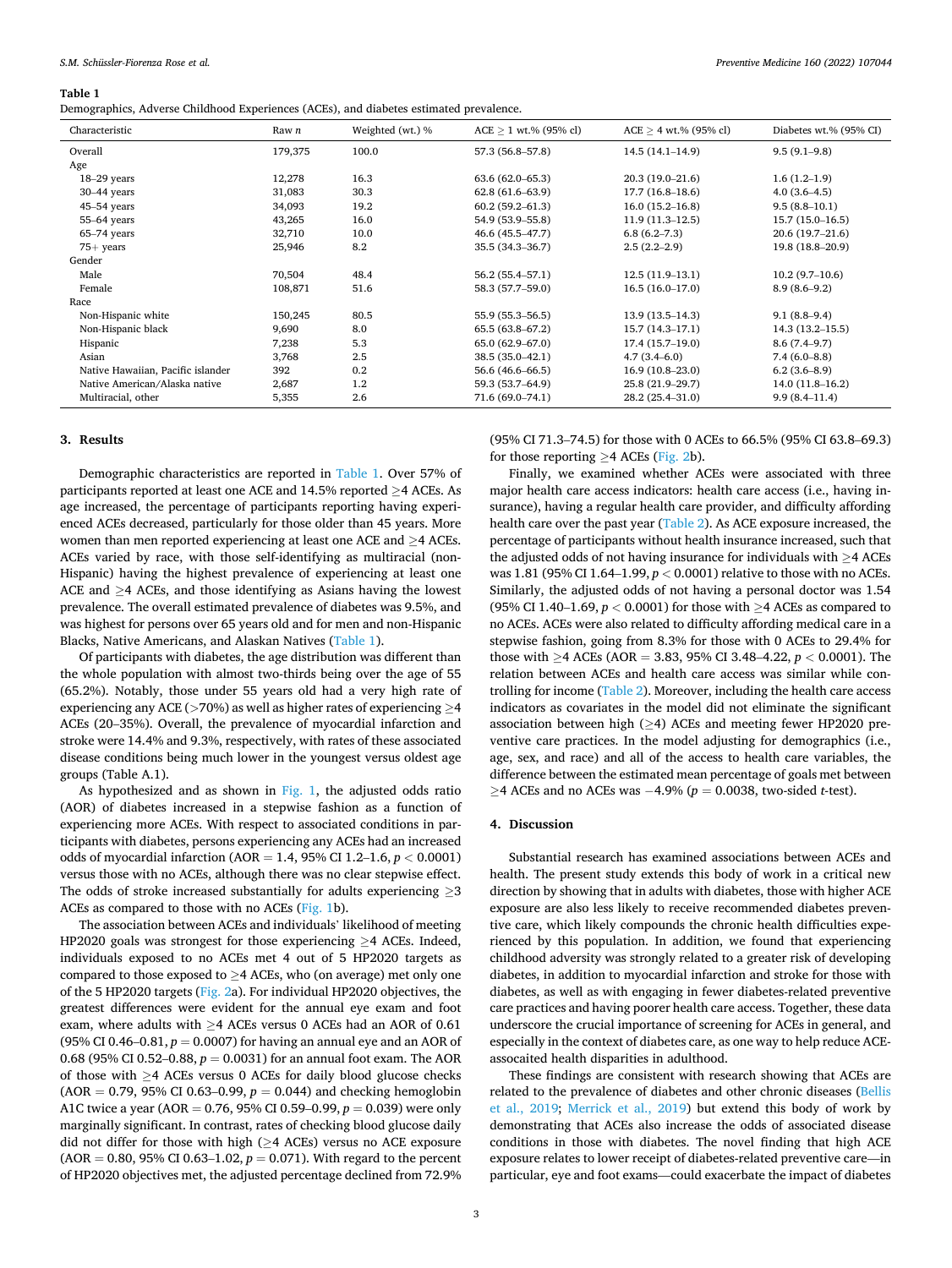**Table 1**

Demographics, Adverse Childhood Experiences (ACEs), and diabetes estimated prevalence.

| Characteristic | Raw *n* | Weighted (wt.) % | ACE ≥ 1 wt.% (95% cl) | ACE ≥ 4 wt.% (95% cl) | Diabetes wt.% (95% CI) |
|---|---|---|---|---|---|
| Overall | 179,375 | 100.0 | 57.3 (56.8–57.8) | 14.5 (14.1–14.9) | 9.5 (9.1–9.8) |
| Age | | | | | |
| 18–29 years | 12,278 | 16.3 | 63.6 (62.0–65.3) | 20.3 (19.0–21.6) | 1.6 (1.2–1.9) |
| 30–44 years | 31,083 | 30.3 | 62.8 (61.6–63.9) | 17.7 (16.8–18.6) | 4.0 (3.6–4.5) |
| 45–54 years | 34,093 | 19.2 | 60.2 (59.2–61.3) | 16.0 (15.2–16.8) | 9.5 (8.8–10.1) |
| 55–64 years | 43,265 | 16.0 | 54.9 (53.9–55.8) | 11.9 (11.3–12.5) | 15.7 (15.0–16.5) |
| 65–74 years | 32,710 | 10.0 | 46.6 (45.5–47.7) | 6.8 (6.2–7.3) | 20.6 (19.7–21.6) |
| 75+ years | 25,946 | 8.2 | 35.5 (34.3–36.7) | 2.5 (2.2–2.9) | 19.8 (18.8–20.9) |
| Gender | | | | | |
| Male | 70,504 | 48.4 | 56.2 (55.4–57.1) | 12.5 (11.9–13.1) | 10.2 (9.7–10.6) |
| Female | 108,871 | 51.6 | 58.3 (57.7–59.0) | 16.5 (16.0–17.0) | 8.9 (8.6–9.2) |
| Race | | | | | |
| Non-Hispanic white | 150,245 | 80.5 | 55.9 (55.3–56.5) | 13.9 (13.5–14.3) | 9.1 (8.8–9.4) |
| Non-Hispanic black | 9,690 | 8.0 | 65.5 (63.8–67.2) | 15.7 (14.3–17.1) | 14.3 (13.2–15.5) |
| Hispanic | 7,238 | 5.3 | 65.0 (62.9–67.0) | 17.4 (15.7–19.0) | 8.6 (7.4–9.7) |
| Asian | 3,768 | 2.5 | 38.5 (35.0–42.1) | 4.7 (3.4–6.0) | 7.4 (6.0–8.8) |
| Native Hawaiian, Pacific islander | 392 | 0.2 | 56.6 (46.6–66.5) | 16.9 (10.8–23.0) | 6.2 (3.6–8.9) |
| Native American/Alaska native | 2,687 | 1.2 | 59.3 (53.7–64.9) | 25.8 (21.9–29.7) | 14.0 (11.8–16.2) |
| Multiracial, other | 5,355 | 2.6 | 71.6 (69.0–74.1) | 28.2 (25.4–31.0) | 9.9 (8.4–11.4) |

## 3. Results

Demographic characteristics are reported in Table 1. Over 57% of participants reported at least one ACE and 14.5% reported ≥4 ACEs. As age increased, the percentage of participants reporting having experienced ACEs decreased, particularly for those older than 45 years. More women than men reported experiencing at least one ACE and ≥4 ACEs. ACEs varied by race, with those self-identifying as multiracial (non-Hispanic) having the highest prevalence of experiencing at least one ACE and ≥4 ACEs, and those identifying as Asians having the lowest prevalence. The overall estimated prevalence of diabetes was 9.5%, and was highest for persons over 65 years old and for men and non-Hispanic Blacks, Native Americans, and Alaskan Natives (Table 1).

Of participants with diabetes, the age distribution was different than the whole population with almost two-thirds being over the age of 55 (65.2%). Notably, those under 55 years old had a very high rate of experiencing any ACE (>70%) as well as higher rates of experiencing ≥4 ACEs (20–35%). Overall, the prevalence of myocardial infarction and stroke were 14.4% and 9.3%, respectively, with rates of these associated disease conditions being much lower in the youngest versus oldest age groups (Table A.1).

As hypothesized and as shown in Fig. 1, the adjusted odds ratio (AOR) of diabetes increased in a stepwise fashion as a function of experiencing more ACEs. With respect to associated conditions in participants with diabetes, persons experiencing any ACEs had an increased odds of myocardial infarction (AOR = 1.4, 95% CI 1.2–1.6, $p < 0.0001$) versus those with no ACEs, although there was no clear stepwise effect. The odds of stroke increased substantially for adults experiencing ≥3 ACEs as compared to those with no ACEs (Fig. 1b).

The association between ACEs and individuals' likelihood of meeting HP2020 goals was strongest for those experiencing ≥4 ACEs. Indeed, individuals exposed to no ACEs met 4 out of 5 HP2020 targets as compared to those exposed to ≥4 ACEs, who (on average) met only one of the 5 HP2020 targets (Fig. 2a). For individual HP2020 objectives, the greatest differences were evident for the annual eye exam and foot exam, where adults with ≥4 ACEs versus 0 ACEs had an AOR of 0.61 (95% CI 0.46–0.81, $p = 0.0007$) for having an annual eye and an AOR of 0.68 (95% CI 0.52–0.88, $p = 0.0031$) for an annual foot exam. The AOR of those with ≥4 ACEs versus 0 ACEs for daily blood glucose checks (AOR = 0.79, 95% CI 0.63–0.99, $p = 0.044$) and checking hemoglobin A1C twice a year (AOR = 0.76, 95% CI 0.59–0.99, $p = 0.039$) were only marginally significant. In contrast, rates of checking blood glucose daily did not differ for those with high (≥4 ACEs) versus no ACE exposure (AOR = 0.80, 95% CI 0.63–1.02, $p = 0.071$). With regard to the percent of HP2020 objectives met, the adjusted percentage declined from 72.9% (95% CI 71.3–74.5) for those with 0 ACEs to 66.5% (95% CI 63.8–69.3) for those reporting ≥4 ACEs (Fig. 2b).

Finally, we examined whether ACEs were associated with three major health care access indicators: health care access (i.e., having insurance), having a regular health care provider, and difficulty affording health care over the past year (Table 2). As ACE exposure increased, the percentage of participants without health insurance increased, such that the adjusted odds of not having insurance for individuals with ≥4 ACEs was 1.81 (95% CI 1.64–1.99, $p < 0.0001$) relative to those with no ACEs. Similarly, the adjusted odds of not having a personal doctor was 1.54 (95% CI 1.40–1.69, $p < 0.0001$) for those with ≥4 ACEs as compared to no ACEs. ACEs were also related to difficulty affording medical care in a stepwise fashion, going from 8.3% for those with 0 ACEs to 29.4% for those with ≥4 ACEs (AOR = 3.83, 95% CI 3.48–4.22, $p < 0.0001$). The relation between ACEs and health care access was similar while controlling for income (Table 2). Moreover, including the health care access indicators as covariates in the model did not eliminate the significant association between high (≥4) ACEs and meeting fewer HP2020 preventive care practices. In the model adjusting for demographics (i.e., age, sex, and race) and all of the access to health care variables, the difference between the estimated mean percentage of goals met between ≥4 ACEs and no ACEs was −4.9% ($p = 0.0038$, two-sided *t*-test).

## 4. Discussion

Substantial research has examined associations between ACEs and health. The present study extends this body of work in a critical new direction by showing that in adults with diabetes, those with higher ACE exposure are also less likely to receive recommended diabetes preventive care, which likely compounds the chronic health difficulties experienced by this population. In addition, we found that experiencing childhood adversity was strongly related to a greater risk of developing diabetes, in addition to myocardial infarction and stroke for those with diabetes, as well as with engaging in fewer diabetes-related preventive care practices and having poorer health care access. Together, these data underscore the crucial importance of screening for ACEs in general, and especially in the context of diabetes care, as one way to help reduce ACE-assocaited health disparities in adulthood.

These findings are consistent with research showing that ACEs are related to the prevalence of diabetes and other chronic diseases (Bellis et al., 2019; Merrick et al., 2019) but extend this body of work by demonstrating that ACEs also increase the odds of associated disease conditions in those with diabetes. The novel finding that high ACE exposure relates to lower receipt of diabetes-related preventive care—in particular, eye and foot exams—could exacerbate the impact of diabetes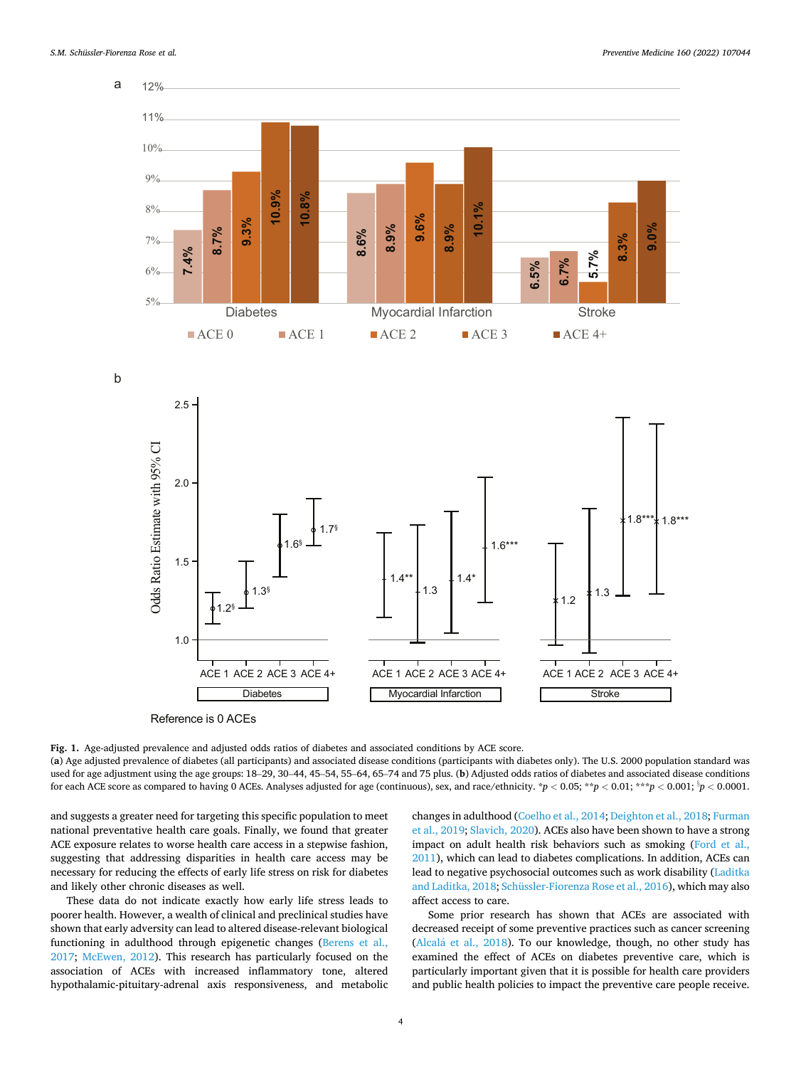**Fig. 1.** Age-adjusted prevalence and adjusted odds ratios of diabetes and associated conditions by ACE score.
(**a**) Age adjusted prevalence of diabetes (all participants) and associated disease conditions (participants with diabetes only). The U.S. 2000 population standard was used for age adjustment using the age groups: 18–29, 30–44, 45–54, 55–64, 65–74 and 75 plus. (**b**) Adjusted odds ratios of diabetes and associated disease conditions for each ACE score as compared to having 0 ACEs. Analyses adjusted for age (continuous), sex, and race/ethnicity. $*p < 0.05$; $**p < 0.01$; $***p < 0.001$; $^{\S}p < 0.0001$.

and suggests a greater need for targeting this specific population to meet national preventative health care goals. Finally, we found that greater ACE exposure relates to worse health care access in a stepwise fashion, suggesting that addressing disparities in health care access may be necessary for reducing the effects of early life stress on risk for diabetes and likely other chronic diseases as well.

These data do not indicate exactly how early life stress leads to poorer health. However, a wealth of clinical and preclinical studies have shown that early adversity can lead to altered disease-relevant biological functioning in adulthood through epigenetic changes (Berens et al., 2017; McEwen, 2012). This research has particularly focused on the association of ACEs with increased inflammatory tone, altered hypothalamic-pituitary-adrenal axis responsiveness, and metabolic changes in adulthood (Coelho et al., 2014; Deighton et al., 2018; Furman et al., 2019; Slavich, 2020). ACEs also have been shown to have a strong impact on adult health risk behaviors such as smoking (Ford et al., 2011), which can lead to diabetes complications. In addition, ACEs can lead to negative psychosocial outcomes such as work disability (Laditka and Laditka, 2018; Schüssler-Fiorenza Rose et al., 2016), which may also affect access to care.

Some prior research has shown that ACEs are associated with decreased receipt of some preventive practices such as cancer screening (Alcalá et al., 2018). To our knowledge, though, no other study has examined the effect of ACEs on diabetes preventive care, which is particularly important given that it is possible for health care providers and public health policies to impact the preventive care people receive.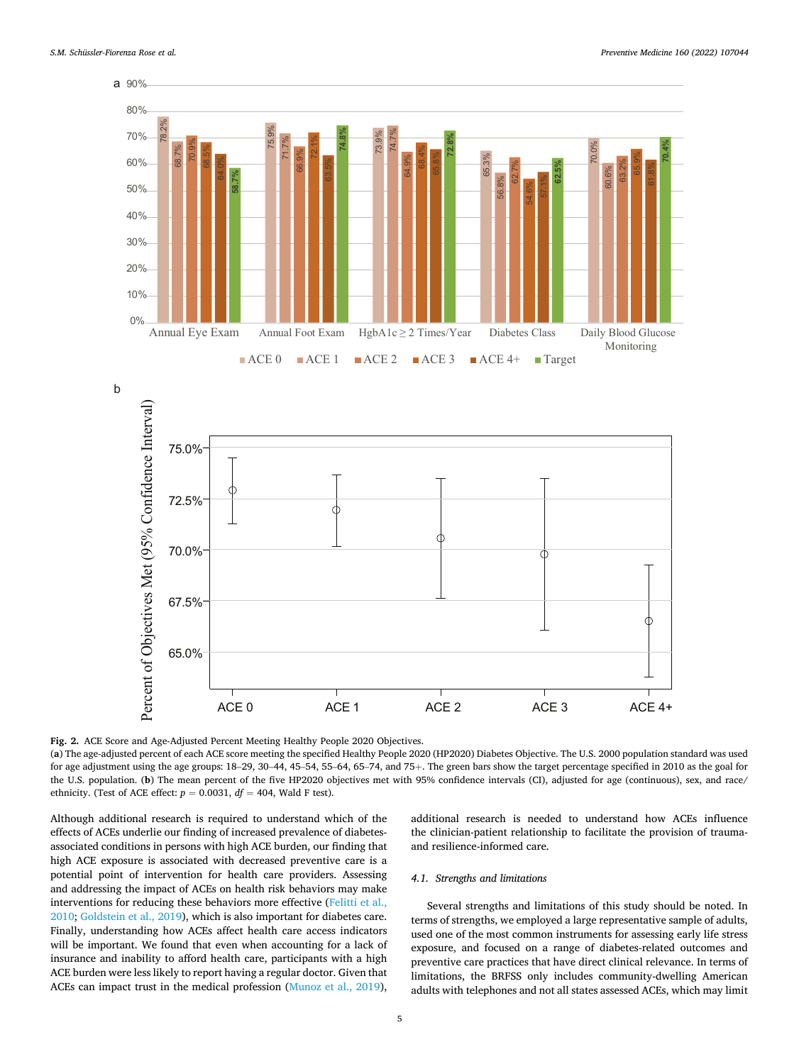**Fig. 2.** ACE Score and Age-Adjusted Percent Meeting Healthy People 2020 Objectives.
(**a**) The age-adjusted percent of each ACE score meeting the specified Healthy People 2020 (HP2020) Diabetes Objective. The U.S. 2000 population standard was used for age adjustment using the age groups: 18–29, 30–44, 45–54, 55–64, 65–74, and 75+. The green bars show the target percentage specified in 2010 as the goal for the U.S. population. (**b**) The mean percent of the five HP2020 objectives met with 95% confidence intervals (CI), adjusted for age (continuous), sex, and race/ethnicity. (Test of ACE effect: $p = 0.0031$, $df = 404$, Wald F test).

Although additional research is required to understand which of the effects of ACEs underlie our finding of increased prevalence of diabetes-associated conditions in persons with high ACE burden, our finding that high ACE exposure is associated with decreased preventive care is a potential point of intervention for health care providers. Assessing and addressing the impact of ACEs on health risk behaviors may make interventions for reducing these behaviors more effective (Felitti et al., 2010; Goldstein et al., 2019), which is also important for diabetes care. Finally, understanding how ACEs affect health care access indicators will be important. We found that even when accounting for a lack of insurance and inability to afford health care, participants with a high ACE burden were less likely to report having a regular doctor. Given that ACEs can impact trust in the medical profession (Munoz et al., 2019), additional research is needed to understand how ACEs influence the clinician-patient relationship to facilitate the provision of trauma- and resilience-informed care.

### 4.1. Strengths and limitations

Several strengths and limitations of this study should be noted. In terms of strengths, we employed a large representative sample of adults, used one of the most common instruments for assessing early life stress exposure, and focused on a range of diabetes-related outcomes and preventive care practices that have direct clinical relevance. In terms of limitations, the BRFSS only includes community-dwelling American adults with telephones and not all states assessed ACEs, which may limit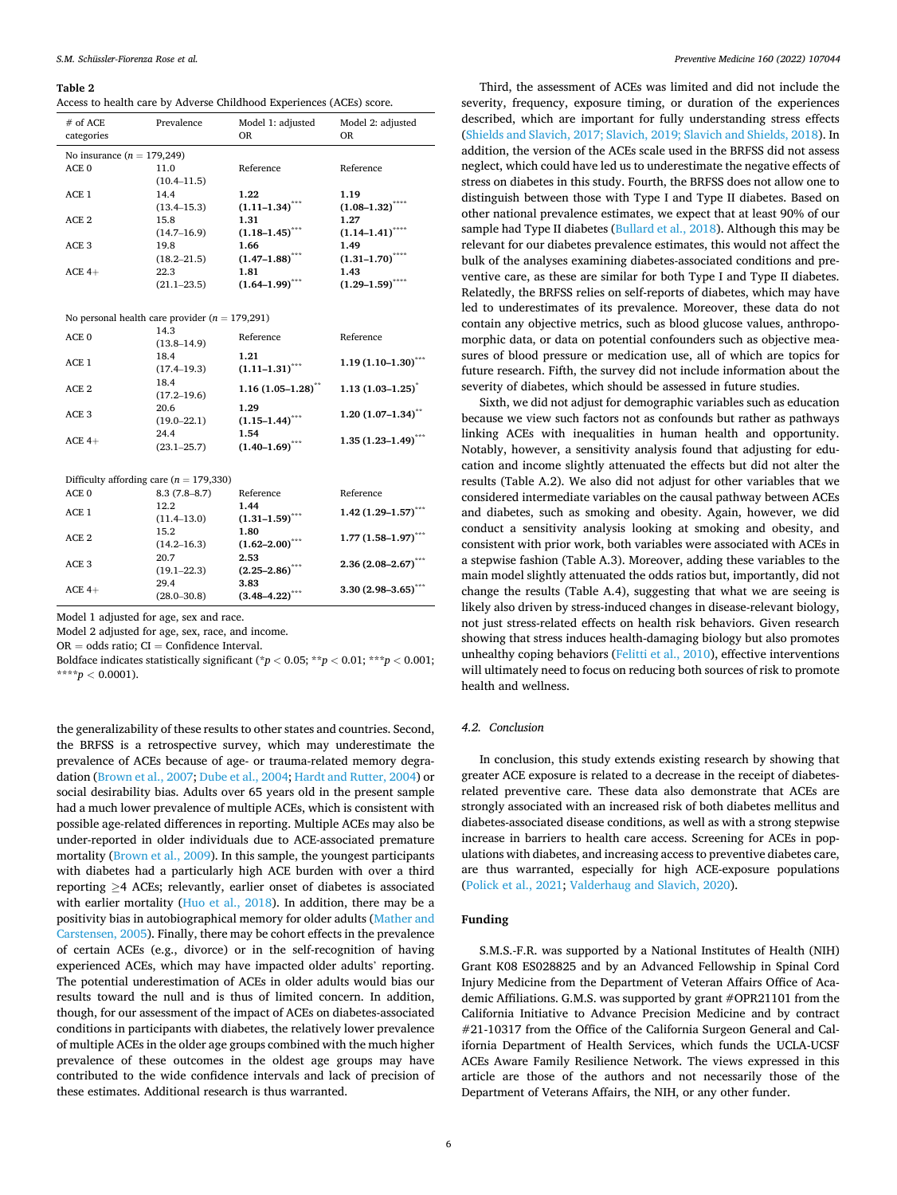**Table 2**
Access to health care by Adverse Childhood Experiences (ACEs) score.

| # of ACE categories | Prevalence | Model 1: adjusted OR | Model 2: adjusted OR |
|---|---|---|---|
| No insurance ($n$ = 179,249) | | | |
| ACE 0 | 11.0 (10.4–11.5) | Reference | Reference |
| ACE 1 | 14.4 (13.4–15.3) | **1.22 (1.11–1.34)*** | **1.19 (1.08–1.32)**** |
| ACE 2 | 15.8 (14.7–16.9) | **1.31 (1.18–1.45)*** | **1.27 (1.14–1.41)**** |
| ACE 3 | 19.8 (18.2–21.5) | **1.66 (1.47–1.88)*** | **1.49 (1.31–1.70)**** |
| ACE 4+ | 22.3 (21.1–23.5) | **1.81 (1.64–1.99)*** | **1.43 (1.29–1.59)**** |
| No personal health care provider ($n$ = 179,291) | | | |
| ACE 0 | 14.3 (13.8–14.9) | Reference | Reference |
| ACE 1 | 18.4 (17.4–19.3) | **1.21 (1.11–1.31)*** | **1.19 (1.10–1.30)*** |
| ACE 2 | 18.4 (17.2–19.6) | **1.16 (1.05–1.28)** | **1.13 (1.03–1.25)* |
| ACE 3 | 20.6 (19.0–22.1) | **1.29 (1.15–1.44)*** | **1.20 (1.07–1.34)** |
| ACE 4+ | 24.4 (23.1–25.7) | **1.54 (1.40–1.69)*** | **1.35 (1.23–1.49)*** |
| Difficulty affording care ($n$ = 179,330) | | | |
| ACE 0 | 8.3 (7.8–8.7) | Reference | Reference |
| ACE 1 | 12.2 (11.4–13.0) | **1.44 (1.31–1.59)*** | **1.42 (1.29–1.57)*** |
| ACE 2 | 15.2 (14.2–16.3) | **1.80 (1.62–2.00)*** | **1.77 (1.58–1.97)*** |
| ACE 3 | 20.7 (19.1–22.3) | **2.53 (2.25–2.86)*** | **2.36 (2.08–2.67)*** |
| ACE 4+ | 29.4 (28.0–30.8) | **3.83 (3.48–4.22)*** | **3.30 (2.98–3.65)*** |

Model 1 adjusted for age, sex and race.
Model 2 adjusted for age, sex, race, and income.
OR = odds ratio; CI = Confidence Interval.
Boldface indicates statistically significant (* $p < 0.05$; ** $p < 0.01$; *** $p < 0.001$; **** $p < 0.0001$).

the generalizability of these results to other states and countries. Second, the BRFSS is a retrospective survey, which may underestimate the prevalence of ACEs because of age- or trauma-related memory degradation (Brown et al., 2007; Dube et al., 2004; Hardt and Rutter, 2004) or social desirability bias. Adults over 65 years old in the present sample had a much lower prevalence of multiple ACEs, which is consistent with possible age-related differences in reporting. Multiple ACEs may also be under-reported in older individuals due to ACE-associated premature mortality (Brown et al., 2009). In this sample, the youngest participants with diabetes had a particularly high ACE burden with over a third reporting ≥4 ACEs; relevantly, earlier onset of diabetes is associated with earlier mortality (Huo et al., 2018). In addition, there may be a positivity bias in autobiographical memory for older adults (Mather and Carstensen, 2005). Finally, there may be cohort effects in the prevalence of certain ACEs (e.g., divorce) or in the self-recognition of having experienced ACEs, which may have impacted older adults' reporting. The potential underestimation of ACEs in older adults would bias our results toward the null and is thus of limited concern. In addition, though, for our assessment of the impact of ACEs on diabetes-associated conditions in participants with diabetes, the relatively lower prevalence of multiple ACEs in the older age groups combined with the much higher prevalence of these outcomes in the oldest age groups may have contributed to the wide confidence intervals and lack of precision of these estimates. Additional research is thus warranted.

Third, the assessment of ACEs was limited and did not include the severity, frequency, exposure timing, or duration of the experiences described, which are important for fully understanding stress effects (Shields and Slavich, 2017; Slavich, 2019; Slavich and Shields, 2018). In addition, the version of the ACEs scale used in the BRFSS did not assess neglect, which could have led us to underestimate the negative effects of stress on diabetes in this study. Fourth, the BRFSS does not allow one to distinguish between those with Type I and Type II diabetes. Based on other national prevalence estimates, we expect that at least 90% of our sample had Type II diabetes (Bullard et al., 2018). Although this may be relevant for our diabetes prevalence estimates, this would not affect the bulk of the analyses examining diabetes-associated conditions and preventive care, as these are similar for both Type I and Type II diabetes. Relatedly, the BRFSS relies on self-reports of diabetes, which may have led to underestimates of its prevalence. Moreover, these data do not contain any objective metrics, such as blood glucose values, anthropomorphic data, or data on potential confounders such as objective measures of blood pressure or medication use, all of which are topics for future research. Fifth, the survey did not include information about the severity of diabetes, which should be assessed in future studies.

Sixth, we did not adjust for demographic variables such as education because we view such factors not as confounds but rather as pathways linking ACEs with inequalities in human health and opportunity. Notably, however, a sensitivity analysis found that adjusting for education and income slightly attenuated the effects but did not alter the results (Table A.2). We also did not adjust for other variables that we considered intermediate variables on the causal pathway between ACEs and diabetes, such as smoking and obesity. Again, however, we did conduct a sensitivity analysis looking at smoking and obesity, and consistent with prior work, both variables were associated with ACEs in a stepwise fashion (Table A.3). Moreover, adding these variables to the main model slightly attenuated the odds ratios but, importantly, did not change the results (Table A.4), suggesting that what we are seeing is likely also driven by stress-induced changes in disease-relevant biology, not just stress-related effects on health risk behaviors. Given research showing that stress induces health-damaging biology but also promotes unhealthy coping behaviors (Felitti et al., 2010), effective interventions will ultimately need to focus on reducing both sources of risk to promote health and wellness.

### 4.2. Conclusion

In conclusion, this study extends existing research by showing that greater ACE exposure is related to a decrease in the receipt of diabetes-related preventive care. These data also demonstrate that ACEs are strongly associated with an increased risk of both diabetes mellitus and diabetes-associated disease conditions, as well as with a strong stepwise increase in barriers to health care access. Screening for ACEs in populations with diabetes, and increasing access to preventive diabetes care, are thus warranted, especially for high ACE-exposure populations (Polick et al., 2021; Valderhaug and Slavich, 2020).

## Funding

S.M.S.-F.R. was supported by a National Institutes of Health (NIH) Grant K08 ES028825 and by an Advanced Fellowship in Spinal Cord Injury Medicine from the Department of Veteran Affairs Office of Academic Affiliations. G.M.S. was supported by grant #OPR21101 from the California Initiative to Advance Precision Medicine and by contract #21-10317 from the Office of the California Surgeon General and California Department of Health Services, which funds the UCLA-UCSF ACEs Aware Family Resilience Network. The views expressed in this article are those of the authors and not necessarily those of the Department of Veterans Affairs, the NIH, or any other funder.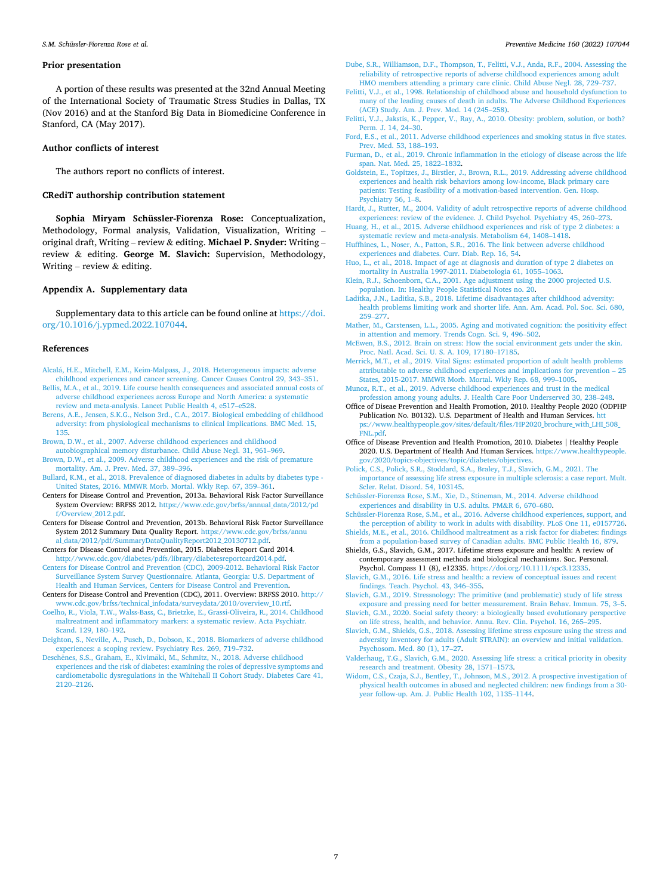## Prior presentation

A portion of these results was presented at the 32nd Annual Meeting of the International Society of Traumatic Stress Studies in Dallas, TX (Nov 2016) and at the Stanford Big Data in Biomedicine Conference in Stanford, CA (May 2017).

## Author conflicts of interest

The authors report no conflicts of interest.

## CRediT authorship contribution statement

**Sophia Miryam Schüssler-Fiorenza Rose:** Conceptualization, Methodology, Formal analysis, Validation, Visualization, Writing – original draft, Writing – review & editing. **Michael P. Snyder:** Writing – review & editing. **George M. Slavich:** Supervision, Methodology, Writing – review & editing.

## Appendix A. Supplementary data

Supplementary data to this article can be found online at https://doi.org/10.1016/j.ypmed.2022.107044.

## References

Alcalá, H.E., Mitchell, E.M., Keim-Malpass, J., 2018. Heterogeneous impacts: adverse childhood experiences and cancer screening. Cancer Causes Control 29, 343–351.

Bellis, M.A., et al., 2019. Life course health consequences and associated annual costs of adverse childhood experiences across Europe and North America: a systematic review and meta-analysis. Lancet Public Health 4, e517–e528.

Berens, A.E., Jensen, S.K.G., Nelson 3rd., C.A., 2017. Biological embedding of childhood adversity: from physiological mechanisms to clinical implications. BMC Med. 15, 135.

Brown, D.W., et al., 2007. Adverse childhood experiences and childhood autobiographical memory disturbance. Child Abuse Negl. 31, 961–969.

Brown, D.W., et al., 2009. Adverse childhood experiences and the risk of premature mortality. Am. J. Prev. Med. 37, 389–396.

Bullard, K.M., et al., 2018. Prevalence of diagnosed diabetes in adults by diabetes type - United States, 2016. MMWR Morb. Mortal. Wkly Rep. 67, 359–361.

Centers for Disease Control and Prevention, 2013a. Behavioral Risk Factor Surveillance System Overview: BRFSS 2012. https://www.cdc.gov/brfss/annual_data/2012/pdf/Overview_2012.pdf.

Centers for Disease Control and Prevention, 2013b. Behavioral Risk Factor Surveillance System 2012 Summary Data Quality Report. https://www.cdc.gov/brfss/annual_data/2012/pdf/SummaryDataQualityReport2012_20130712.pdf.

Centers for Disease Control and Prevention, 2015. Diabetes Report Card 2014. http://www.cdc.gov/diabetes/pdfs/library/diabetesreportcard2014.pdf.

Centers for Disease Control and Prevention (CDC), 2009-2012. Behavioral Risk Factor Surveillance System Survey Questionnaire. Atlanta, Georgia: U.S. Department of Health and Human Services, Centers for Disease Control and Prevention.

Centers for Disease Control and Prevention (CDC), 2011. Overview: BRFSS 2010. http://www.cdc.gov/brfss/technical_infodata/surveydata/2010/overview_10.rtf.

Coelho, R., Viola, T.W., Walss-Bass, C., Brietzke, E., Grassi-Oliveira, R., 2014. Childhood maltreatment and inflammatory markers: a systematic review. Acta Psychiatr. Scand. 129, 180–192.

Deighton, S., Neville, A., Pusch, D., Dobson, K., 2018. Biomarkers of adverse childhood experiences: a scoping review. Psychiatry Res. 269, 719–732.

Deschênes, S.S., Graham, E., Kivimäki, M., Schmitz, N., 2018. Adverse childhood experiences and the risk of diabetes: examining the roles of depressive symptoms and cardiometabolic dysregulations in the Whitehall II Cohort Study. Diabetes Care 41, 2120–2126.

Dube, S.R., Williamson, D.F., Thompson, T., Felitti, V.J., Anda, R.F., 2004. Assessing the reliability of retrospective reports of adverse childhood experiences among adult HMO members attending a primary care clinic. Child Abuse Negl. 28, 729–737.

Felitti, V.J., et al., 1998. Relationship of childhood abuse and household dysfunction to many of the leading causes of death in adults. The Adverse Childhood Experiences (ACE) Study. Am. J. Prev. Med. 14 (245–258).

Felitti, V.J., Jakstis, K., Pepper, V., Ray, A., 2010. Obesity: problem, solution, or both? Perm. J. 14, 24–30.

Ford, E.S., et al., 2011. Adverse childhood experiences and smoking status in five states. Prev. Med. 53, 188–193.

Furman, D., et al., 2019. Chronic inflammation in the etiology of disease across the life span. Nat. Med. 25, 1822–1832.

Goldstein, E., Topitzes, J., Birstler, J., Brown, R.L., 2019. Addressing adverse childhood experiences and health risk behaviors among low-income, Black primary care patients: Testing feasibility of a motivation-based intervention. Gen. Hosp. Psychiatry 56, 1–8.

Hardt, J., Rutter, M., 2004. Validity of adult retrospective reports of adverse childhood experiences: review of the evidence. J. Child Psychol. Psychiatry 45, 260–273.

Huang, H., et al., 2015. Adverse childhood experiences and risk of type 2 diabetes: a systematic review and meta-analysis. Metabolism 64, 1408–1418.

Huffhines, L., Noser, A., Patton, S.R., 2016. The link between adverse childhood experiences and diabetes. Curr. Diab. Rep. 16, 54.

Huo, L., et al., 2018. Impact of age at diagnosis and duration of type 2 diabetes on mortality in Australia 1997-2011. Diabetologia 61, 1055–1063.

Klein, R.J., Schoenborn, C.A., 2001. Age adjustment using the 2000 projected U.S. population. In: Healthy People Statistical Notes no. 20.

Laditka, J.N., Laditka, S.B., 2018. Lifetime disadvantages after childhood adversity: health problems limiting work and shorter life. Ann. Am. Acad. Pol. Soc. Sci. 680, 259–277.

Mather, M., Carstensen, L.L., 2005. Aging and motivated cognition: the positivity effect in attention and memory. Trends Cogn. Sci. 9, 496–502.

McEwen, B.S., 2012. Brain on stress: How the social environment gets under the skin. Proc. Natl. Acad. Sci. U. S. A. 109, 17180–17185.

Merrick, M.T., et al., 2019. Vital Signs: estimated proportion of adult health problems attributable to adverse childhood experiences and implications for prevention – 25 States, 2015-2017. MMWR Morb. Mortal. Wkly Rep. 68, 999–1005.

Munoz, R.T., et al., 2019. Adverse childhood experiences and trust in the medical profession among young adults. J. Health Care Poor Underserved 30, 238–248.

Office of Diseae Prevention and Health Promotion, 2010. Healthy People 2020 (ODPHP Publication No. B0132). U.S. Department of Health and Human Services. https://www.healthypeople.gov/sites/default/files/HP2020_brochure_with_LHI_508_FNL.pdf.

Office of Disease Prevention and Health Promotion, 2010. Diabetes | Healthy People 2020. U.S. Department of Health And Human Services. https://www.healthypeople.gov/2020/topics-objectives/topic/diabetes/objectives.

Polick, C.S., Polick, S.R., Stoddard, S.A., Braley, T.J., Slavich, G.M., 2021. The importance of assessing life stress exposure in multiple sclerosis: a case report. Mult. Scler. Relat. Disord. 54, 103145.

Schüssler-Fiorenza Rose, S.M., Xie, D., Stineman, M., 2014. Adverse childhood experiences and disability in U.S. adults. PM&R 6, 670–680.

Schüssler-Fiorenza Rose, S.M., et al., 2016. Adverse childhood experiences, support, and the perception of ability to work in adults with disability. PLoS One 11, e0157726.

Shields, M.E., et al., 2016. Childhood maltreatment as a risk factor for diabetes: findings from a population-based survey of Canadian adults. BMC Public Health 16, 879.

Shields, G.S., Slavich, G.M., 2017. Lifetime stress exposure and health: A review of contemporary assessment methods and biological mechanisms. Soc. Personal. Psychol. Compass 11 (8), e12335. https://doi.org/10.1111/spc3.12335.

Slavich, G.M., 2016. Life stress and health: a review of conceptual issues and recent findings. Teach. Psychol. 43, 346–355.

Slavich, G.M., 2019. Stressnology: The primitive (and problematic) study of life stress exposure and pressing need for better measurement. Brain Behav. Immun. 75, 3–5.

Slavich, G.M., 2020. Social safety theory: a biologically based evolutionary perspective on life stress, health, and behavior. Annu. Rev. Clin. Psychol. 16, 265–295.

Slavich, G.M., Shields, G.S., 2018. Assessing lifetime stress exposure using the stress and adversity inventory for adults (Adult STRAIN): an overview and initial validation. Psychosom. Med. 80 (1), 17–27.

Valderhaug, T.G., Slavich, G.M., 2020. Assessing life stress: a critical priority in obesity research and treatment. Obesity 28, 1571–1573.

Widom, C.S., Czaja, S.J., Bentley, T., Johnson, M.S., 2012. A prospective investigation of physical health outcomes in abused and neglected children: new findings from a 30-year follow-up. Am. J. Public Health 102, 1135–1144.